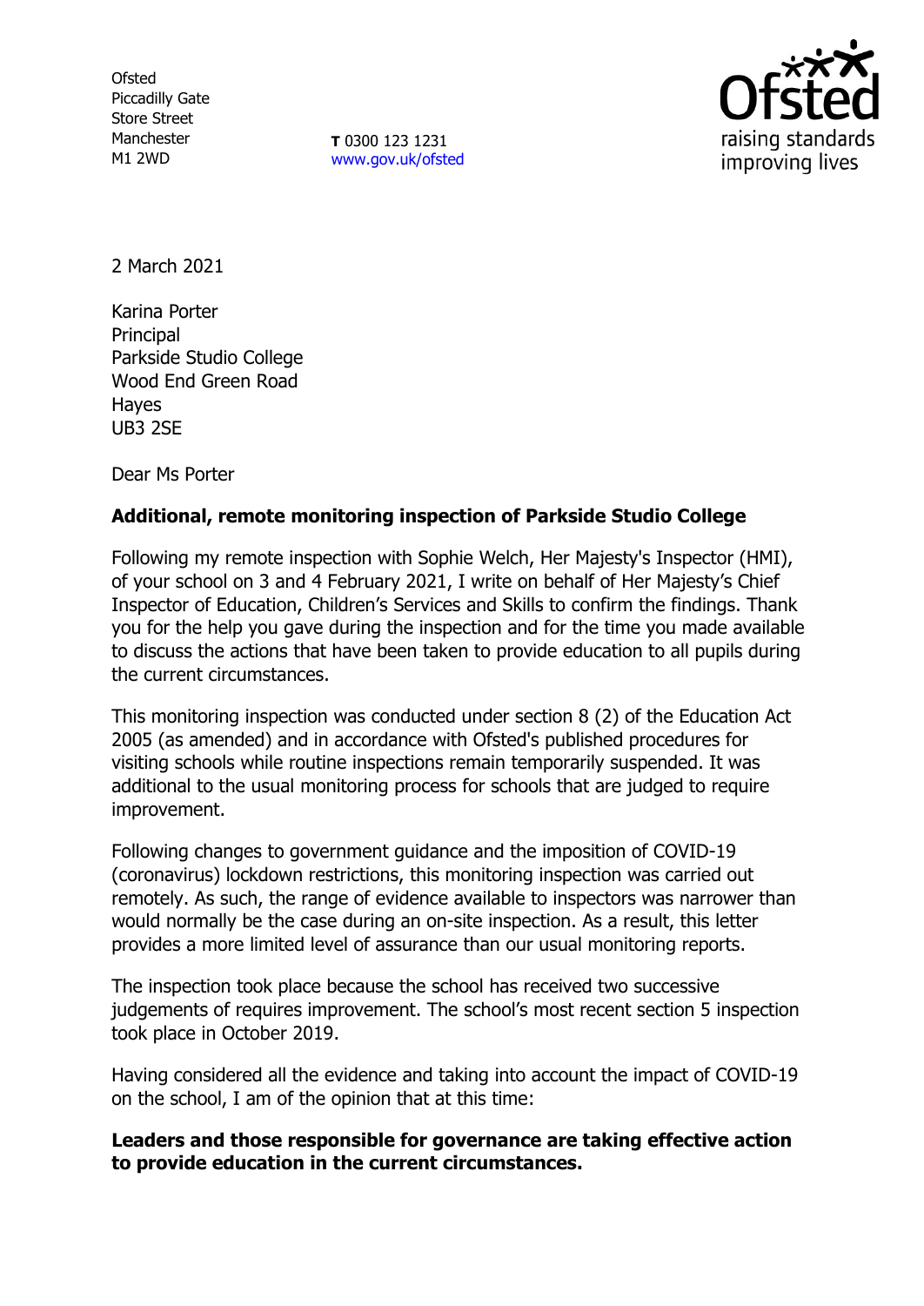Ofsted
Piccadilly Gate
Store Street
Manchester
M1 2WD

**T** 0300 123 1231
www.gov.uk/ofsted

2 March 2021

Karina Porter
Principal
Parkside Studio College
Wood End Green Road
Hayes
UB3 2SE

Dear Ms Porter

**Additional, remote monitoring inspection of Parkside Studio College**

Following my remote inspection with Sophie Welch, Her Majesty's Inspector (HMI), of your school on 3 and 4 February 2021, I write on behalf of Her Majesty's Chief Inspector of Education, Children's Services and Skills to confirm the findings. Thank you for the help you gave during the inspection and for the time you made available to discuss the actions that have been taken to provide education to all pupils during the current circumstances.

This monitoring inspection was conducted under section 8 (2) of the Education Act 2005 (as amended) and in accordance with Ofsted's published procedures for visiting schools while routine inspections remain temporarily suspended. It was additional to the usual monitoring process for schools that are judged to require improvement.

Following changes to government guidance and the imposition of COVID-19 (coronavirus) lockdown restrictions, this monitoring inspection was carried out remotely. As such, the range of evidence available to inspectors was narrower than would normally be the case during an on-site inspection. As a result, this letter provides a more limited level of assurance than our usual monitoring reports.

The inspection took place because the school has received two successive judgements of requires improvement. The school's most recent section 5 inspection took place in October 2019.

Having considered all the evidence and taking into account the impact of COVID-19 on the school, I am of the opinion that at this time:

**Leaders and those responsible for governance are taking effective action to provide education in the current circumstances.**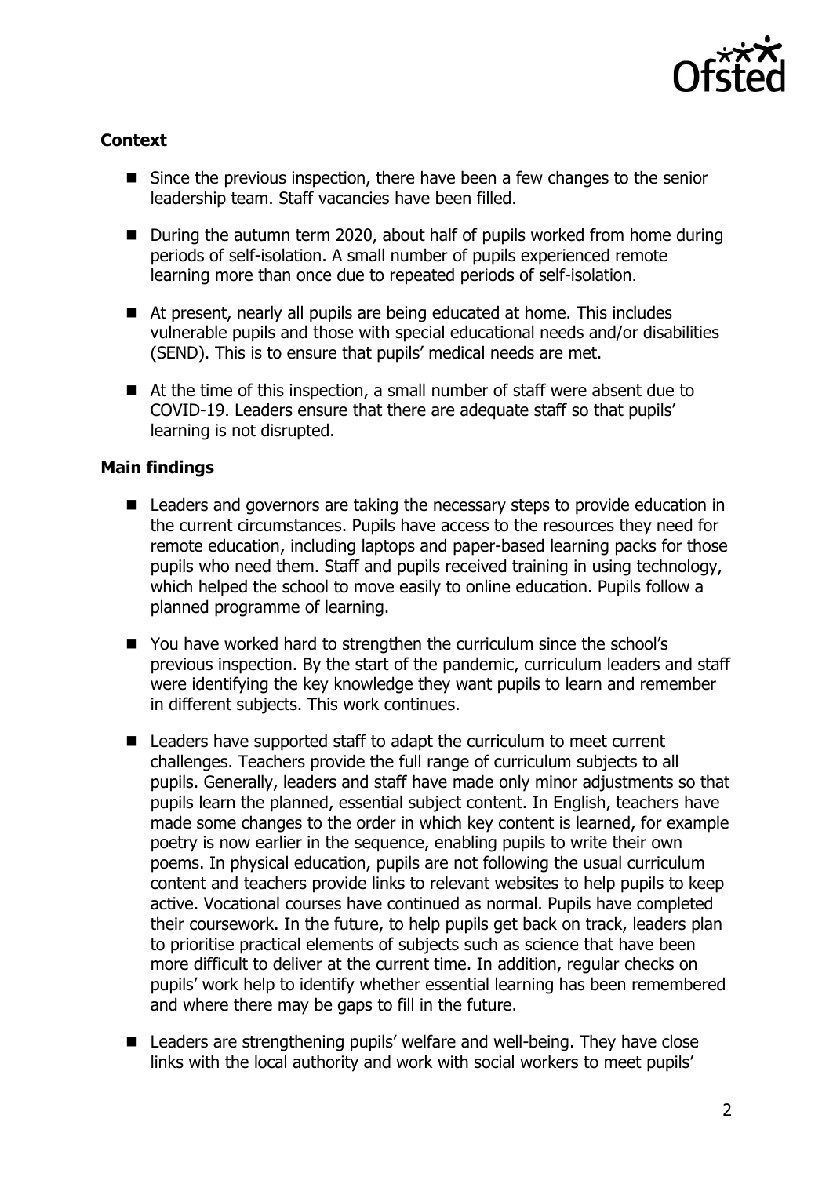**Context**

- Since the previous inspection, there have been a few changes to the senior leadership team. Staff vacancies have been filled.
- During the autumn term 2020, about half of pupils worked from home during periods of self-isolation. A small number of pupils experienced remote learning more than once due to repeated periods of self-isolation.
- At present, nearly all pupils are being educated at home. This includes vulnerable pupils and those with special educational needs and/or disabilities (SEND). This is to ensure that pupils' medical needs are met.
- At the time of this inspection, a small number of staff were absent due to COVID-19. Leaders ensure that there are adequate staff so that pupils' learning is not disrupted.

**Main findings**

- Leaders and governors are taking the necessary steps to provide education in the current circumstances. Pupils have access to the resources they need for remote education, including laptops and paper-based learning packs for those pupils who need them. Staff and pupils received training in using technology, which helped the school to move easily to online education. Pupils follow a planned programme of learning.
- You have worked hard to strengthen the curriculum since the school's previous inspection. By the start of the pandemic, curriculum leaders and staff were identifying the key knowledge they want pupils to learn and remember in different subjects. This work continues.
- Leaders have supported staff to adapt the curriculum to meet current challenges. Teachers provide the full range of curriculum subjects to all pupils. Generally, leaders and staff have made only minor adjustments so that pupils learn the planned, essential subject content. In English, teachers have made some changes to the order in which key content is learned, for example poetry is now earlier in the sequence, enabling pupils to write their own poems. In physical education, pupils are not following the usual curriculum content and teachers provide links to relevant websites to help pupils to keep active. Vocational courses have continued as normal. Pupils have completed their coursework. In the future, to help pupils get back on track, leaders plan to prioritise practical elements of subjects such as science that have been more difficult to deliver at the current time. In addition, regular checks on pupils' work help to identify whether essential learning has been remembered and where there may be gaps to fill in the future.
- Leaders are strengthening pupils' welfare and well-being. They have close links with the local authority and work with social workers to meet pupils'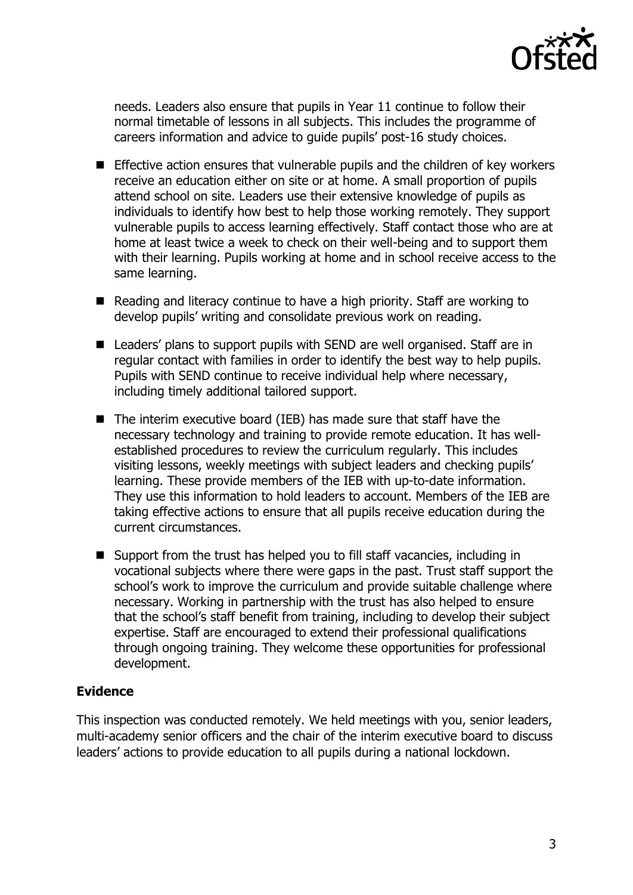needs. Leaders also ensure that pupils in Year 11 continue to follow their normal timetable of lessons in all subjects. This includes the programme of careers information and advice to guide pupils' post-16 study choices.

- Effective action ensures that vulnerable pupils and the children of key workers receive an education either on site or at home. A small proportion of pupils attend school on site. Leaders use their extensive knowledge of pupils as individuals to identify how best to help those working remotely. They support vulnerable pupils to access learning effectively. Staff contact those who are at home at least twice a week to check on their well-being and to support them with their learning. Pupils working at home and in school receive access to the same learning.
- Reading and literacy continue to have a high priority. Staff are working to develop pupils' writing and consolidate previous work on reading.
- Leaders' plans to support pupils with SEND are well organised. Staff are in regular contact with families in order to identify the best way to help pupils. Pupils with SEND continue to receive individual help where necessary, including timely additional tailored support.
- The interim executive board (IEB) has made sure that staff have the necessary technology and training to provide remote education. It has well-established procedures to review the curriculum regularly. This includes visiting lessons, weekly meetings with subject leaders and checking pupils' learning. These provide members of the IEB with up-to-date information. They use this information to hold leaders to account. Members of the IEB are taking effective actions to ensure that all pupils receive education during the current circumstances.
- Support from the trust has helped you to fill staff vacancies, including in vocational subjects where there were gaps in the past. Trust staff support the school's work to improve the curriculum and provide suitable challenge where necessary. Working in partnership with the trust has also helped to ensure that the school's staff benefit from training, including to develop their subject expertise. Staff are encouraged to extend their professional qualifications through ongoing training. They welcome these opportunities for professional development.

## Evidence

This inspection was conducted remotely. We held meetings with you, senior leaders, multi-academy senior officers and the chair of the interim executive board to discuss leaders' actions to provide education to all pupils during a national lockdown.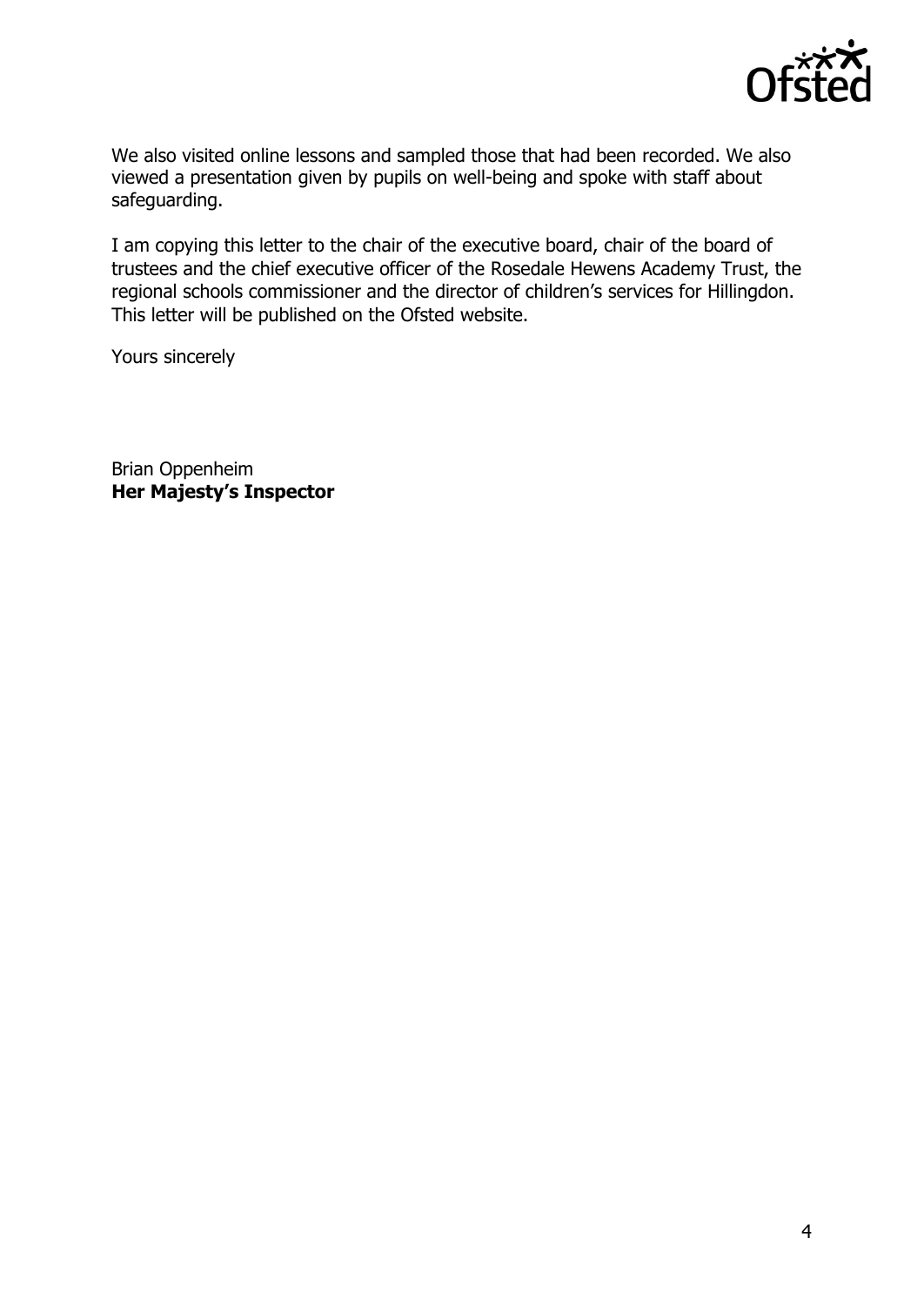We also visited online lessons and sampled those that had been recorded. We also viewed a presentation given by pupils on well-being and spoke with staff about safeguarding.

I am copying this letter to the chair of the executive board, chair of the board of trustees and the chief executive officer of the Rosedale Hewens Academy Trust, the regional schools commissioner and the director of children's services for Hillingdon. This letter will be published on the Ofsted website.

Yours sincerely

Brian Oppenheim
**Her Majesty's Inspector**